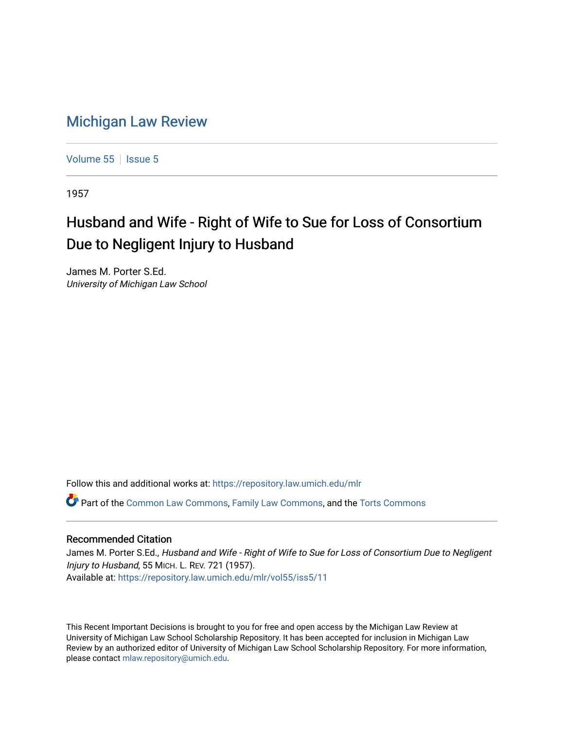# Michigan Law Review

Volume 55 | Issue 5

1957

## Husband and Wife - Right of Wife to Sue for Loss of Consortium Due to Negligent Injury to Husband

James M. Porter S.Ed.
*University of Michigan Law School*

Follow this and additional works at: https://repository.law.umich.edu/mlr

Part of the Common Law Commons, Family Law Commons, and the Torts Commons

### Recommended Citation

James M. Porter S.Ed., *Husband and Wife - Right of Wife to Sue for Loss of Consortium Due to Negligent Injury to Husband*, 55 MICH. L. REV. 721 (1957).
Available at: https://repository.law.umich.edu/mlr/vol55/iss5/11

This Recent Important Decisions is brought to you for free and open access by the Michigan Law Review at University of Michigan Law School Scholarship Repository. It has been accepted for inclusion in Michigan Law Review by an authorized editor of University of Michigan Law School Scholarship Repository. For more information, please contact mlaw.repository@umich.edu.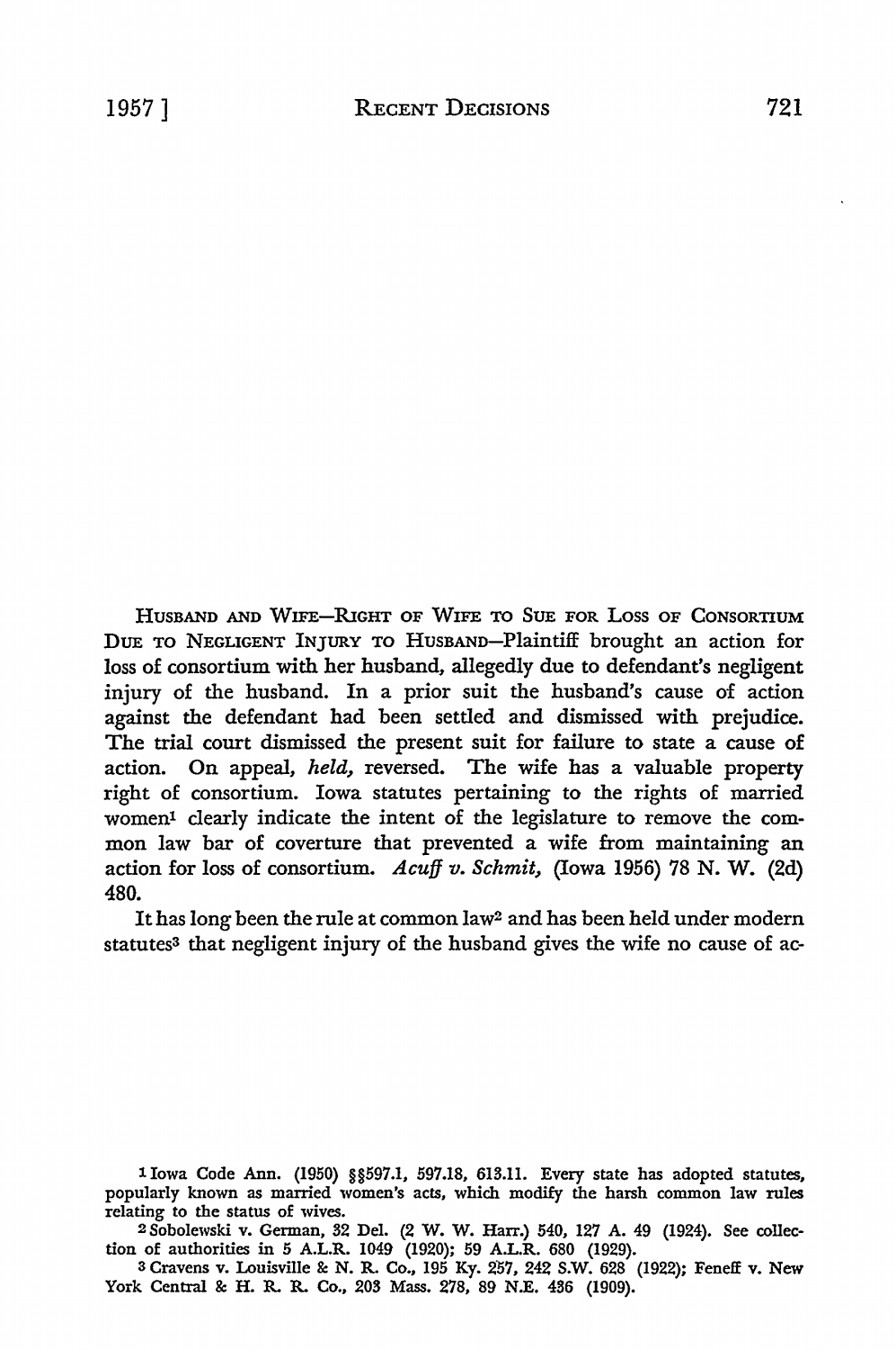HUSBAND AND WIFE—RIGHT OF WIFE TO SUE FOR LOSS OF CONSORTIUM DUE TO NEGLIGENT INJURY TO HUSBAND—Plaintiff brought an action for loss of consortium with her husband, allegedly due to defendant's negligent injury of the husband. In a prior suit the husband's cause of action against the defendant had been settled and dismissed with prejudice. The trial court dismissed the present suit for failure to state a cause of action. On appeal, *held,* reversed. The wife has a valuable property right of consortium. Iowa statutes pertaining to the rights of married women[1] clearly indicate the intent of the legislature to remove the common law bar of coverture that prevented a wife from maintaining an action for loss of consortium. *Acuff v. Schmit,* (Iowa 1956) 78 N. W. (2d) 480.

It has long been the rule at common law[2] and has been held under modern statutes[3] that negligent injury of the husband gives the wife no cause of ac-

---

[1] Iowa Code Ann. (1950) §§597.1, 597.18, 613.11. Every state has adopted statutes, popularly known as married women's acts, which modify the harsh common law rules relating to the status of wives.

[2] Sobolewski v. German, 32 Del. (2 W. W. Harr.) 540, 127 A. 49 (1924). See collection of authorities in 5 A.L.R. 1049 (1920); 59 A.L.R. 680 (1929).

[3] Cravens v. Louisville & N. R. Co., 195 Ky. 257, 242 S.W. 628 (1922); Feneff v. New York Central & H. R. R. Co., 203 Mass. 278, 89 N.E. 436 (1909).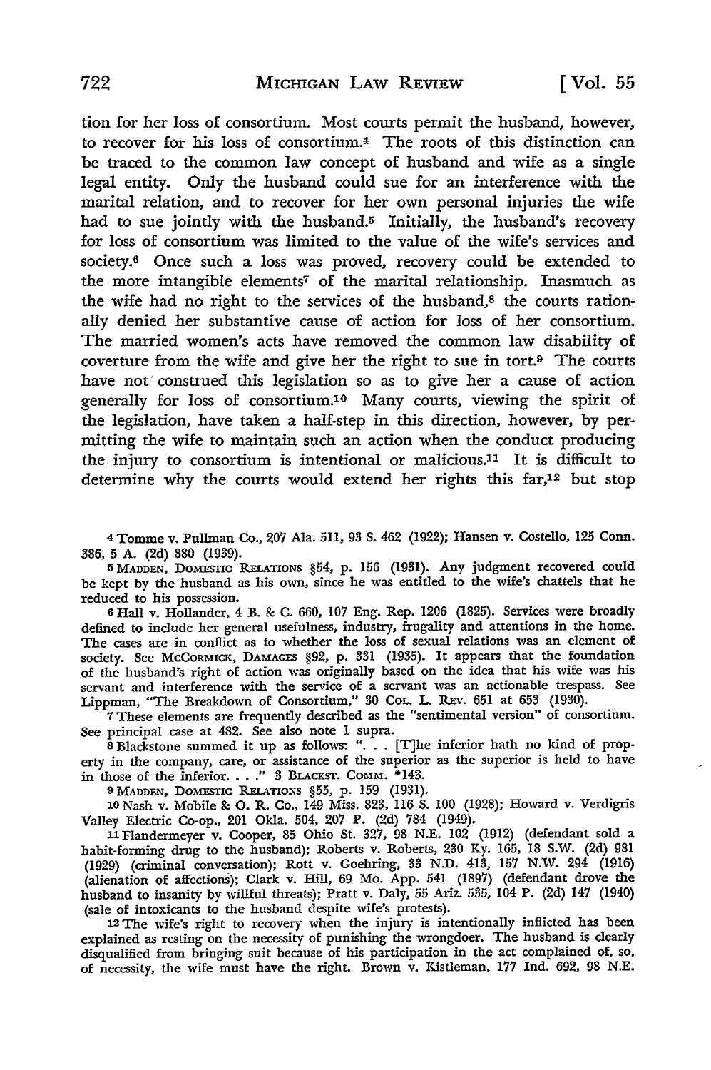tion for her loss of consortium. Most courts permit the husband, however, to recover for his loss of consortium.[4] The roots of this distinction can be traced to the common law concept of husband and wife as a single legal entity. Only the husband could sue for an interference with the marital relation, and to recover for her own personal injuries the wife had to sue jointly with the husband.[5] Initially, the husband's recovery for loss of consortium was limited to the value of the wife's services and society.[6] Once such a loss was proved, recovery could be extended to the more intangible elements[7] of the marital relationship. Inasmuch as the wife had no right to the services of the husband,[8] the courts rationally denied her substantive cause of action for loss of her consortium. The married women's acts have removed the common law disability of coverture from the wife and give her the right to sue in tort.[9] The courts have not construed this legislation so as to give her a cause of action generally for loss of consortium.[10] Many courts, viewing the spirit of the legislation, have taken a half-step in this direction, however, by permitting the wife to maintain such an action when the conduct producing the injury to consortium is intentional or malicious.[11] It is difficult to determine why the courts would extend her rights this far,[12] but stop

---

4 Tomme v. Pullman Co., 207 Ala. 511, 93 S. 462 (1922); Hansen v. Costello, 125 Conn. 386, 5 A. (2d) 880 (1939).

5 MADDEN, DOMESTIC RELATIONS §54, p. 156 (1931). Any judgment recovered could be kept by the husband as his own, since he was entitled to the wife's chattels that he reduced to his possession.

6 Hall v. Hollander, 4 B. & C. 660, 107 Eng. Rep. 1206 (1825). Services were broadly defined to include her general usefulness, industry, frugality and attentions in the home. The cases are in conflict as to whether the loss of sexual relations was an element of society. See MCCORMICK, DAMAGES §92, p. 331 (1935). It appears that the foundation of the husband's right of action was originally based on the idea that his wife was his servant and interference with the service of a servant was an actionable trespass. See Lippman, "The Breakdown of Consortium," 30 COL. L. REV. 651 at 653 (1930).

7 These elements are frequently described as the "sentimental version" of consortium. See principal case at 482. See also note 1 supra.

8 Blackstone summed it up as follows: ". . . [T]he inferior hath no kind of property in the company, care, or assistance of the superior as the superior is held to have in those of the inferior. . . ." 3 BLACKST. COMM. *143.

9 MADDEN, DOMESTIC RELATIONS §55, p. 159 (1931).

10 Nash v. Mobile & O. R. Co., 149 Miss. 823, 116 S. 100 (1928); Howard v. Verdigris Valley Electric Co-op., 201 Okla. 504, 207 P. (2d) 784 (1949).

11 Flandermeyer v. Cooper, 85 Ohio St. 327, 98 N.E. 102 (1912) (defendant sold a habit-forming drug to the husband); Roberts v. Roberts, 230 Ky. 165, 18 S.W. (2d) 981 (1929) (criminal conversation); Rott v. Goehring, 33 N.D. 413, 157 N.W. 294 (1916) (alienation of affections); Clark v. Hill, 69 Mo. App. 541 (1897) (defendant drove the husband to insanity by willful threats); Pratt v. Daly, 55 Ariz. 535, 104 P. (2d) 147 (1940) (sale of intoxicants to the husband despite wife's protests).

12 The wife's right to recovery when the injury is intentionally inflicted has been explained as resting on the necessity of punishing the wrongdoer. The husband is clearly disqualified from bringing suit because of his participation in the act complained of, so, of necessity, the wife must have the right. Brown v. Kistleman, 177 Ind. 692, 98 N.E.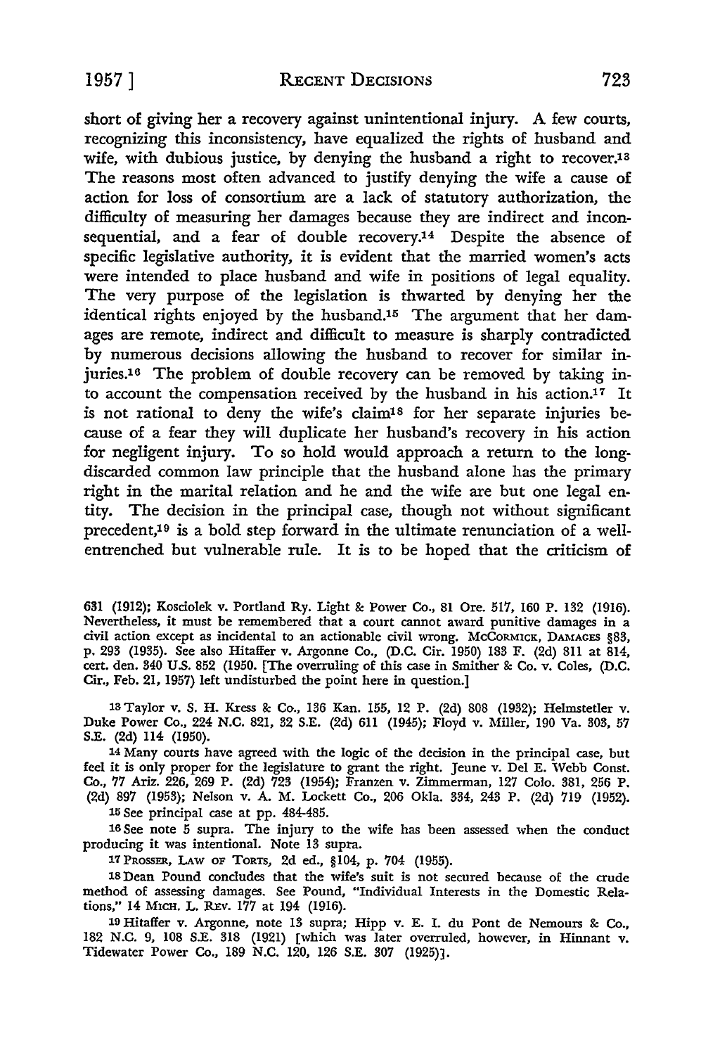short of giving her a recovery against unintentional injury. A few courts, recognizing this inconsistency, have equalized the rights of husband and wife, with dubious justice, by denying the husband a right to recover.[13] The reasons most often advanced to justify denying the wife a cause of action for loss of consortium are a lack of statutory authorization, the difficulty of measuring her damages because they are indirect and inconsequential, and a fear of double recovery.[14] Despite the absence of specific legislative authority, it is evident that the married women's acts were intended to place husband and wife in positions of legal equality. The very purpose of the legislation is thwarted by denying her the identical rights enjoyed by the husband.[15] The argument that her damages are remote, indirect and difficult to measure is sharply contradicted by numerous decisions allowing the husband to recover for similar injuries.[16] The problem of double recovery can be removed by taking into account the compensation received by the husband in his action.[17] It is not rational to deny the wife's claim[18] for her separate injuries because of a fear they will duplicate her husband's recovery in his action for negligent injury. To so hold would approach a return to the long-discarded common law principle that the husband alone has the primary right in the marital relation and he and the wife are but one legal entity. The decision in the principal case, though not without significant precedent,[19] is a bold step forward in the ultimate renunciation of a well-entrenched but vulnerable rule. It is to be hoped that the criticism of

---

631 (1912); Kosciolek v. Portland Ry. Light & Power Co., 81 Ore. 517, 160 P. 132 (1916). Nevertheless, it must be remembered that a court cannot award punitive damages in a civil action except as incidental to an actionable civil wrong. McCormick, Damages §83, p. 293 (1935). See also Hitaffer v. Argonne Co., (D.C. Cir. 1950) 183 F. (2d) 811 at 814, cert. den. 340 U.S. 852 (1950. [The overruling of this case in Smither & Co. v. Coles, (D.C. Cir., Feb. 21, 1957) left undisturbed the point here in question.]

[13] Taylor v. S. H. Kress & Co., 136 Kan. 155, 12 P. (2d) 808 (1932); Helmstetler v. Duke Power Co., 224 N.C. 821, 32 S.E. (2d) 611 (1945); Floyd v. Miller, 190 Va. 303, 57 S.E. (2d) 114 (1950).

[14] Many courts have agreed with the logic of the decision in the principal case, but feel it is only proper for the legislature to grant the right. Jeune v. Del E. Webb Const. Co., 77 Ariz. 226, 269 P. (2d) 723 (1954); Franzen v. Zimmerman, 127 Colo. 381, 256 P. (2d) 897 (1953); Nelson v. A. M. Lockett Co., 206 Okla. 334, 243 P. (2d) 719 (1952).

[15] See principal case at pp. 484-485.

[16] See note 5 supra. The injury to the wife has been assessed when the conduct producing it was intentional. Note 13 supra.

[17] Prosser, Law of Torts, 2d ed., §104, p. 704 (1955).

[18] Dean Pound concludes that the wife's suit is not secured because of the crude method of assessing damages. See Pound, "Individual Interests in the Domestic Relations," 14 Mich. L. Rev. 177 at 194 (1916).

[19] Hitaffer v. Argonne, note 13 supra; Hipp v. E. I. du Pont de Nemours & Co., 182 N.C. 9, 108 S.E. 318 (1921) [which was later overruled, however, in Hinnant v. Tidewater Power Co., 189 N.C. 120, 126 S.E. 307 (1925)].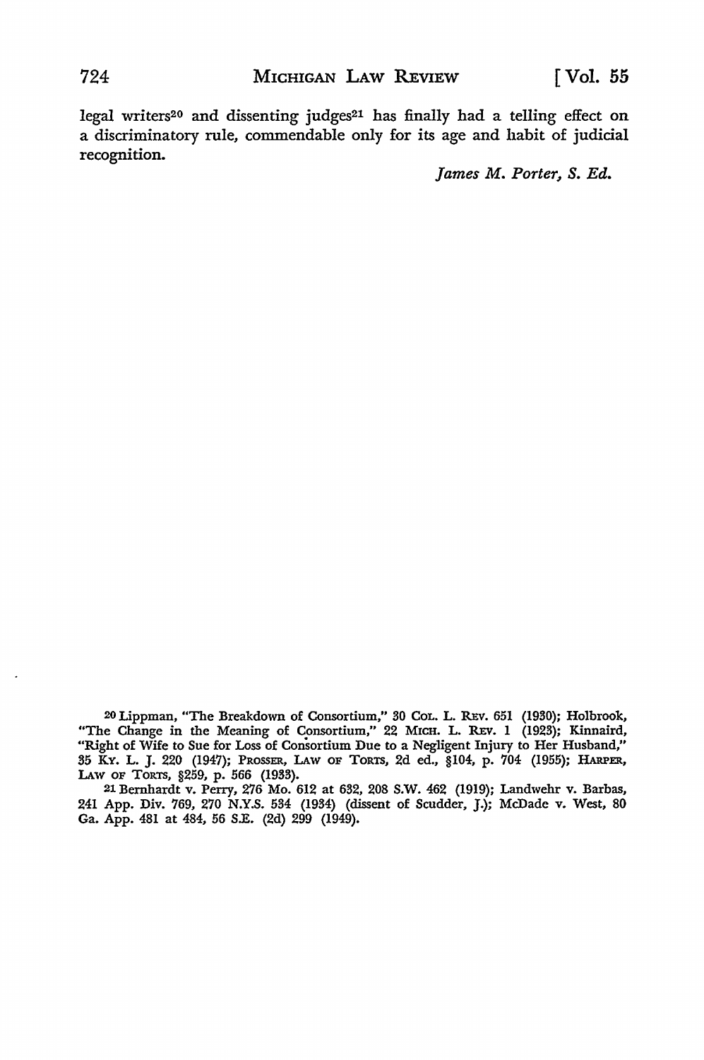legal writers[20] and dissenting judges[21] has finally had a telling effect on a discriminatory rule, commendable only for its age and habit of judicial recognition.

*James M. Porter, S. Ed.*

[20] Lippman, "The Breakdown of Consortium," 30 COL. L. REV. 651 (1930); Holbrook, "The Change in the Meaning of Consortium," 22 MICH. L. REV. 1 (1923); Kinnaird, "Right of Wife to Sue for Loss of Consortium Due to a Negligent Injury to Her Husband," 35 KY. L. J. 220 (1947); PROSSER, LAW OF TORTS, 2d ed., §104, p. 704 (1955); HARPER, LAW OF TORTS, §259, p. 566 (1933).

[21] Bernhardt v. Perry, 276 Mo. 612 at 632, 208 S.W. 462 (1919); Landwehr v. Barbas, 241 App. Div. 769, 270 N.Y.S. 534 (1934) (dissent of Scudder, J.); McDade v. West, 80 Ga. App. 481 at 484, 56 S.E. (2d) 299 (1949).